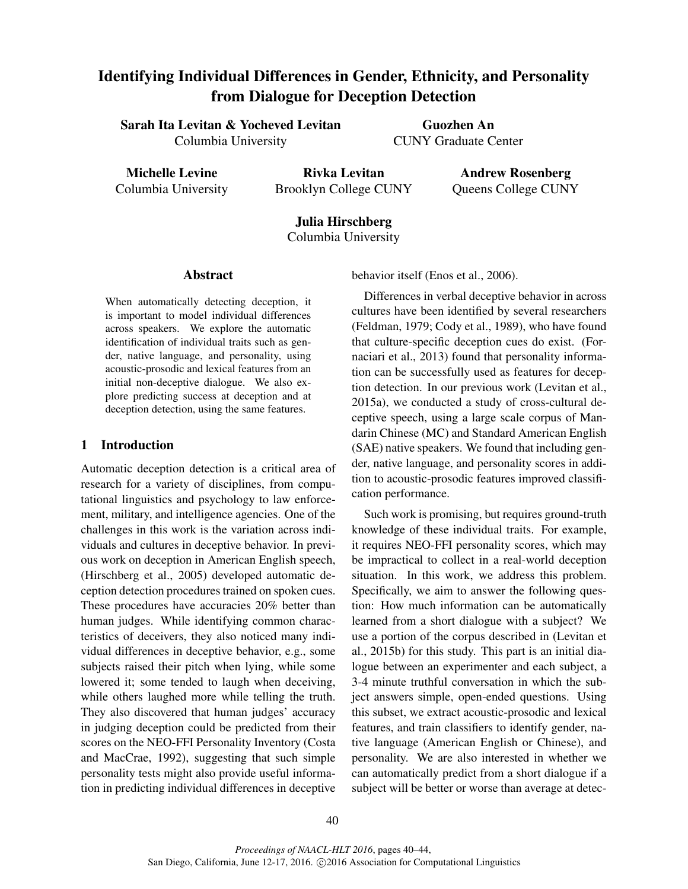# Identifying Individual Differences in Gender, Ethnicity, and Personality from Dialogue for Deception Detection

**Sarah Ita Levitan & Yocheved Levitan**
Columbia University

**Guozhen An**
CUNY Graduate Center

**Michelle Levine**
Columbia University

**Rivka Levitan**
Brooklyn College CUNY

**Andrew Rosenberg**
Queens College CUNY

**Julia Hirschberg**
Columbia University

## Abstract

When automatically detecting deception, it is important to model individual differences across speakers. We explore the automatic identification of individual traits such as gender, native language, and personality, using acoustic-prosodic and lexical features from an initial non-deceptive dialogue. We also explore predicting success at deception and at deception detection, using the same features.

## 1 Introduction

Automatic deception detection is a critical area of research for a variety of disciplines, from computational linguistics and psychology to law enforcement, military, and intelligence agencies. One of the challenges in this work is the variation across individuals and cultures in deceptive behavior. In previous work on deception in American English speech, (Hirschberg et al., 2005) developed automatic deception detection procedures trained on spoken cues. These procedures have accuracies 20% better than human judges. While identifying common characteristics of deceivers, they also noticed many individual differences in deceptive behavior, e.g., some subjects raised their pitch when lying, while some lowered it; some tended to laugh when deceiving, while others laughed more while telling the truth. They also discovered that human judges' accuracy in judging deception could be predicted from their scores on the NEO-FFI Personality Inventory (Costa and MacCrae, 1992), suggesting that such simple personality tests might also provide useful information in predicting individual differences in deceptive behavior itself (Enos et al., 2006).

Differences in verbal deceptive behavior in across cultures have been identified by several researchers (Feldman, 1979; Cody et al., 1989), who have found that culture-specific deception cues do exist. (Fornaciari et al., 2013) found that personality information can be successfully used as features for deception detection. In our previous work (Levitan et al., 2015a), we conducted a study of cross-cultural deceptive speech, using a large scale corpus of Mandarin Chinese (MC) and Standard American English (SAE) native speakers. We found that including gender, native language, and personality scores in addition to acoustic-prosodic features improved classification performance.

Such work is promising, but requires ground-truth knowledge of these individual traits. For example, it requires NEO-FFI personality scores, which may be impractical to collect in a real-world deception situation. In this work, we address this problem. Specifically, we aim to answer the following question: How much information can be automatically learned from a short dialogue with a subject? We use a portion of the corpus described in (Levitan et al., 2015b) for this study. This part is an initial dialogue between an experimenter and each subject, a 3-4 minute truthful conversation in which the subject answers simple, open-ended questions. Using this subset, we extract acoustic-prosodic and lexical features, and train classifiers to identify gender, native language (American English or Chinese), and personality. We are also interested in whether we can automatically predict from a short dialogue if a subject will be better or worse than average at detec-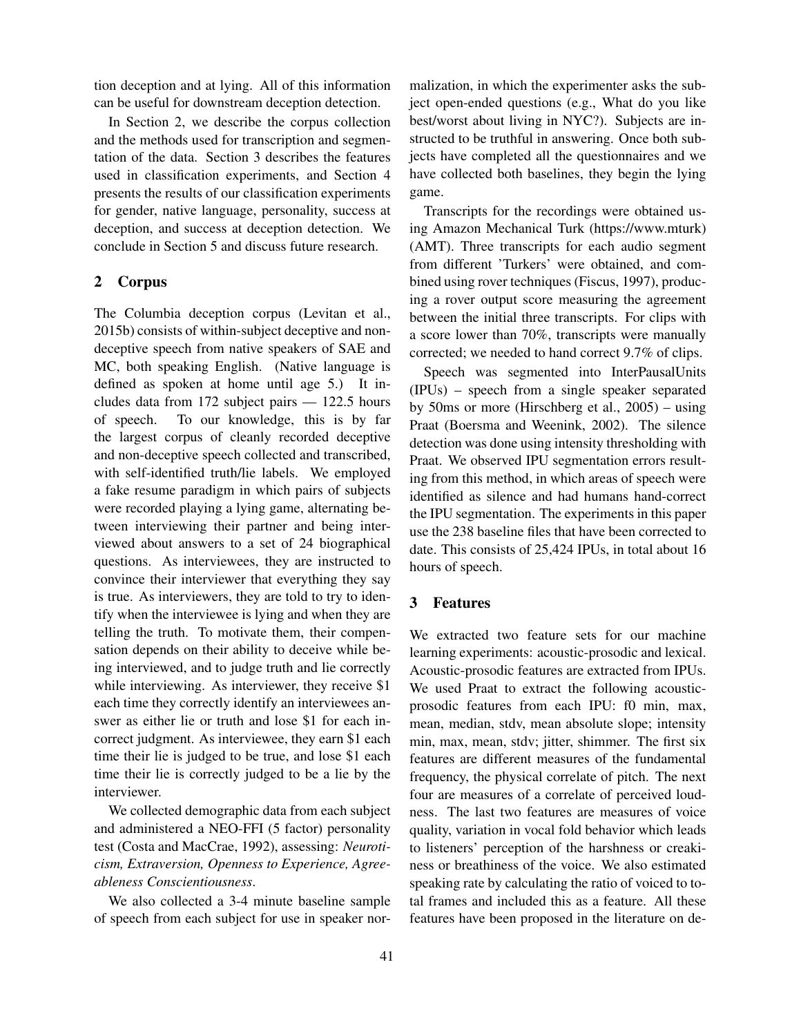tion deception and at lying. All of this information can be useful for downstream deception detection.

In Section 2, we describe the corpus collection and the methods used for transcription and segmentation of the data. Section 3 describes the features used in classification experiments, and Section 4 presents the results of our classification experiments for gender, native language, personality, success at deception, and success at deception detection. We conclude in Section 5 and discuss future research.

## 2 Corpus

The Columbia deception corpus (Levitan et al., 2015b) consists of within-subject deceptive and non-deceptive speech from native speakers of SAE and MC, both speaking English. (Native language is defined as spoken at home until age 5.) It includes data from 172 subject pairs — 122.5 hours of speech. To our knowledge, this is by far the largest corpus of cleanly recorded deceptive and non-deceptive speech collected and transcribed, with self-identified truth/lie labels. We employed a fake resume paradigm in which pairs of subjects were recorded playing a lying game, alternating between interviewing their partner and being interviewed about answers to a set of 24 biographical questions. As interviewees, they are instructed to convince their interviewer that everything they say is true. As interviewers, they are told to try to identify when the interviewee is lying and when they are telling the truth. To motivate them, their compensation depends on their ability to deceive while being interviewed, and to judge truth and lie correctly while interviewing. As interviewer, they receive $1 each time they correctly identify an interviewees answer as either lie or truth and lose $1 for each incorrect judgment. As interviewee, they earn $1 each time their lie is judged to be true, and lose $1 each time their lie is correctly judged to be a lie by the interviewer.

We collected demographic data from each subject and administered a NEO-FFI (5 factor) personality test (Costa and MacCrae, 1992), assessing: *Neuroticism, Extraversion, Openness to Experience, Agreeableness Conscientiousness*.

We also collected a 3-4 minute baseline sample of speech from each subject for use in speaker normalization, in which the experimenter asks the subject open-ended questions (e.g., What do you like best/worst about living in NYC?). Subjects are instructed to be truthful in answering. Once both subjects have completed all the questionnaires and we have collected both baselines, they begin the lying game.

Transcripts for the recordings were obtained using Amazon Mechanical Turk (https://www.mturk) (AMT). Three transcripts for each audio segment from different 'Turkers' were obtained, and combined using rover techniques (Fiscus, 1997), producing a rover output score measuring the agreement between the initial three transcripts. For clips with a score lower than 70%, transcripts were manually corrected; we needed to hand correct 9.7% of clips.

Speech was segmented into InterPausalUnits (IPUs) – speech from a single speaker separated by 50ms or more (Hirschberg et al., 2005) – using Praat (Boersma and Weenink, 2002). The silence detection was done using intensity thresholding with Praat. We observed IPU segmentation errors resulting from this method, in which areas of speech were identified as silence and had humans hand-correct the IPU segmentation. The experiments in this paper use the 238 baseline files that have been corrected to date. This consists of 25,424 IPUs, in total about 16 hours of speech.

## 3 Features

We extracted two feature sets for our machine learning experiments: acoustic-prosodic and lexical. Acoustic-prosodic features are extracted from IPUs. We used Praat to extract the following acoustic-prosodic features from each IPU: f0 min, max, mean, median, stdv, mean absolute slope; intensity min, max, mean, stdv; jitter, shimmer. The first six features are different measures of the fundamental frequency, the physical correlate of pitch. The next four are measures of a correlate of perceived loudness. The last two features are measures of voice quality, variation in vocal fold behavior which leads to listeners' perception of the harshness or creakiness or breathiness of the voice. We also estimated speaking rate by calculating the ratio of voiced to total frames and included this as a feature. All these features have been proposed in the literature on de-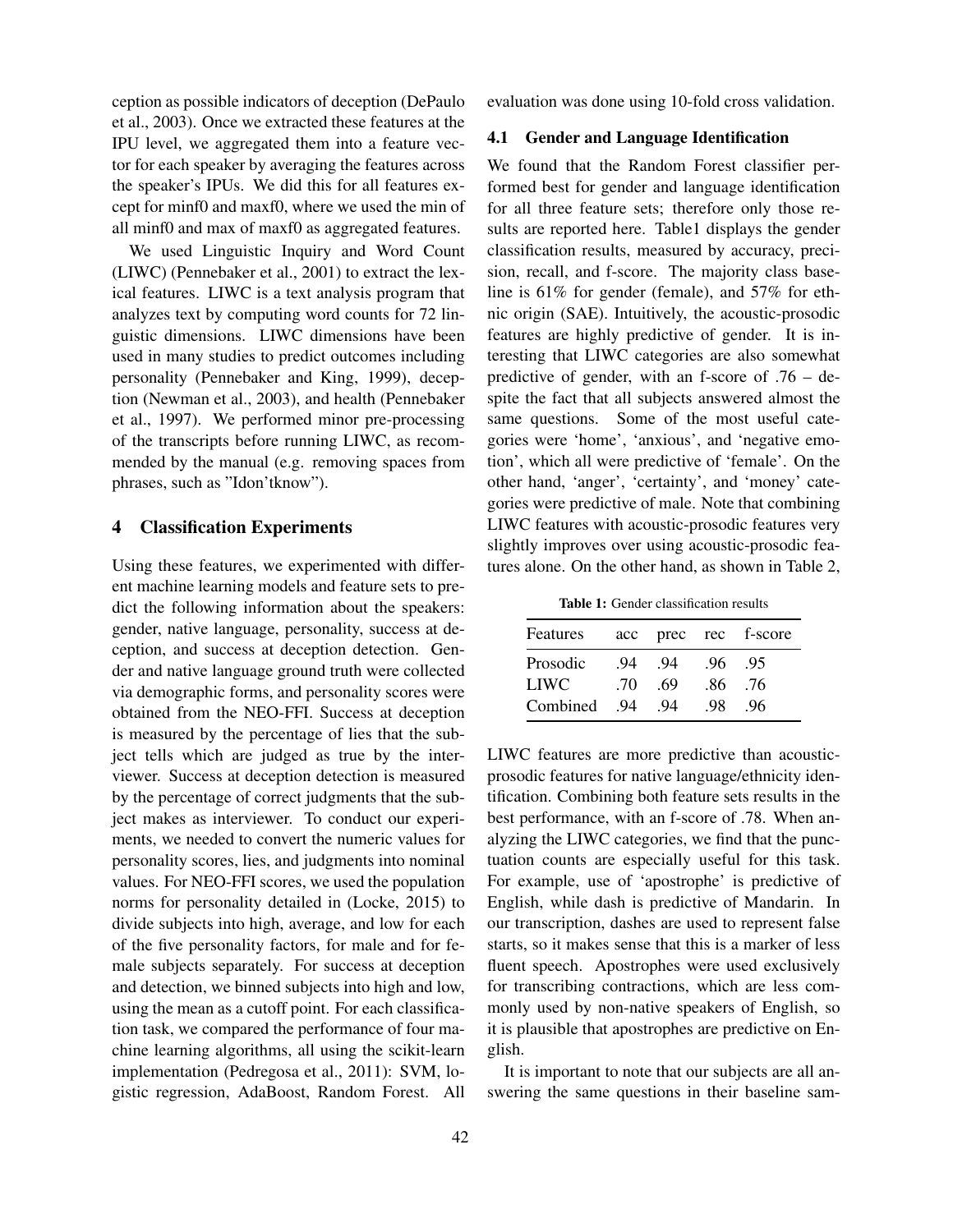ception as possible indicators of deception (DePaulo et al., 2003). Once we extracted these features at the IPU level, we aggregated them into a feature vector for each speaker by averaging the features across the speaker's IPUs. We did this for all features except for minf0 and maxf0, where we used the min of all minf0 and max of maxf0 as aggregated features.

We used Linguistic Inquiry and Word Count (LIWC) (Pennebaker et al., 2001) to extract the lexical features. LIWC is a text analysis program that analyzes text by computing word counts for 72 linguistic dimensions. LIWC dimensions have been used in many studies to predict outcomes including personality (Pennebaker and King, 1999), deception (Newman et al., 2003), and health (Pennebaker et al., 1997). We performed minor pre-processing of the transcripts before running LIWC, as recommended by the manual (e.g. removing spaces from phrases, such as "Idon'tknow").

## 4 Classification Experiments

Using these features, we experimented with different machine learning models and feature sets to predict the following information about the speakers: gender, native language, personality, success at deception, and success at deception detection. Gender and native language ground truth were collected via demographic forms, and personality scores were obtained from the NEO-FFI. Success at deception is measured by the percentage of lies that the subject tells which are judged as true by the interviewer. Success at deception detection is measured by the percentage of correct judgments that the subject makes as interviewer. To conduct our experiments, we needed to convert the numeric values for personality scores, lies, and judgments into nominal values. For NEO-FFI scores, we used the population norms for personality detailed in (Locke, 2015) to divide subjects into high, average, and low for each of the five personality factors, for male and for female subjects separately. For success at deception and detection, we binned subjects into high and low, using the mean as a cutoff point. For each classification task, we compared the performance of four machine learning algorithms, all using the scikit-learn implementation (Pedregosa et al., 2011): SVM, logistic regression, AdaBoost, Random Forest. All evaluation was done using 10-fold cross validation.

### 4.1 Gender and Language Identification

We found that the Random Forest classifier performed best for gender and language identification for all three feature sets; therefore only those results are reported here. Table1 displays the gender classification results, measured by accuracy, precision, recall, and f-score. The majority class baseline is 61% for gender (female), and 57% for ethnic origin (SAE). Intuitively, the acoustic-prosodic features are highly predictive of gender. It is interesting that LIWC categories are also somewhat predictive of gender, with an f-score of .76 – despite the fact that all subjects answered almost the same questions. Some of the most useful categories were 'home', 'anxious', and 'negative emotion', which all were predictive of 'female'. On the other hand, 'anger', 'certainty', and 'money' categories were predictive of male. Note that combining LIWC features with acoustic-prosodic features very slightly improves over using acoustic-prosodic features alone. On the other hand, as shown in Table 2, LIWC features are more predictive than acoustic-prosodic features for native language/ethnicity identification. Combining both feature sets results in the best performance, with an f-score of .78. When analyzing the LIWC categories, we find that the punctuation counts are especially useful for this task. For example, use of 'apostrophe' is predictive of English, while dash is predictive of Mandarin. In our transcription, dashes are used to represent false starts, so it makes sense that this is a marker of less fluent speech. Apostrophes were used exclusively for transcribing contractions, which are less commonly used by non-native speakers of English, so it is plausible that apostrophes are predictive on English.

**Table 1:** Gender classification results

| Features | acc | prec | rec | f-score |
|---|---|---|---|---|
| Prosodic | .94 | .94 | .96 | .95 |
| LIWC | .70 | .69 | .86 | .76 |
| Combined | .94 | .94 | .98 | .96 |

It is important to note that our subjects are all answering the same questions in their baseline sam-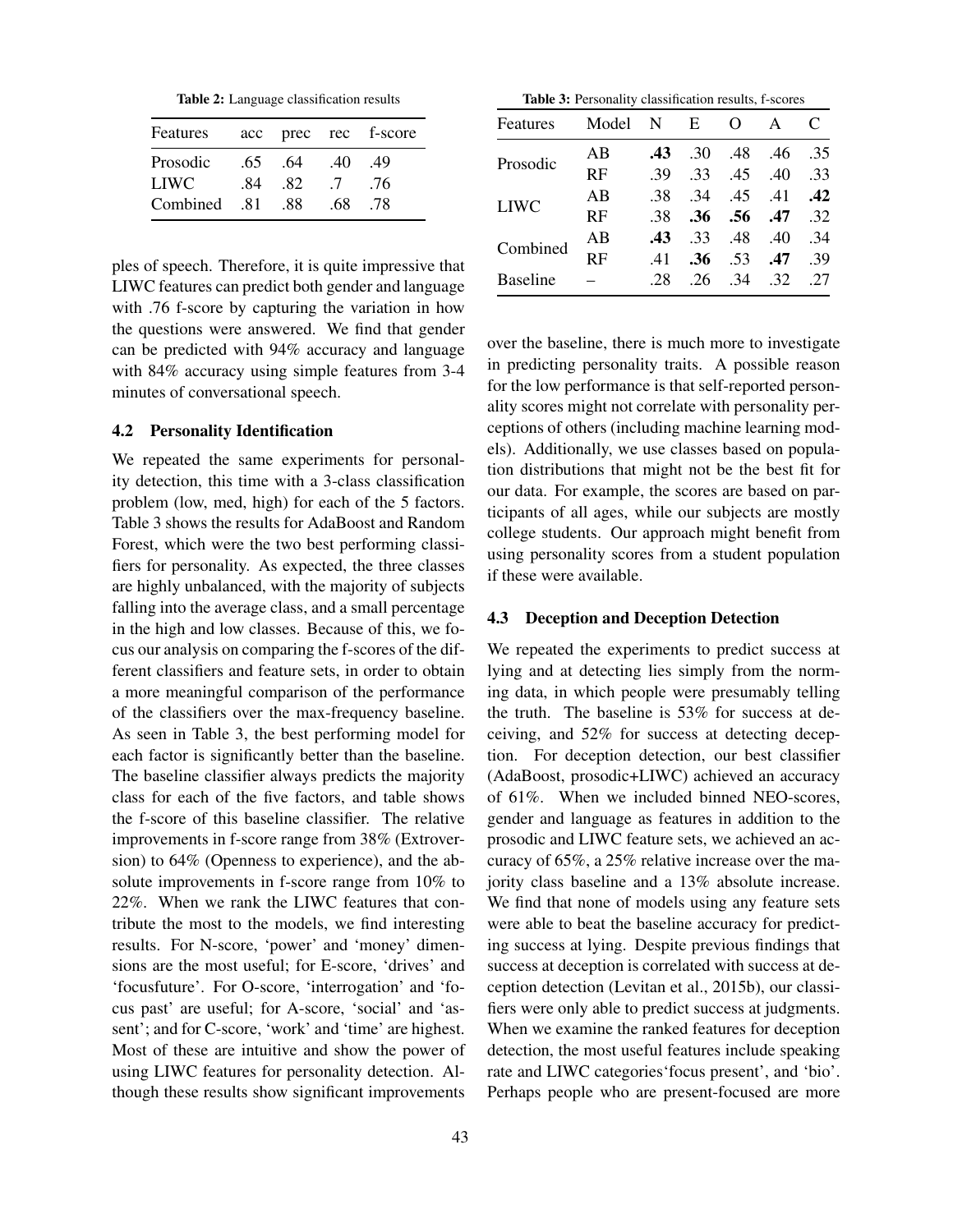**Table 2:** Language classification results

| Features | acc | prec | rec | f-score |
|---|---|---|---|---|
| Prosodic | .65 | .64 | .40 | .49 |
| LIWC | .84 | .82 | .7 | .76 |
| Combined | .81 | .88 | .68 | .78 |

ples of speech. Therefore, it is quite impressive that LIWC features can predict both gender and language with .76 f-score by capturing the variation in how the questions were answered. We find that gender can be predicted with 94% accuracy and language with 84% accuracy using simple features from 3-4 minutes of conversational speech.

### 4.2 Personality Identification

We repeated the same experiments for personality detection, this time with a 3-class classification problem (low, med, high) for each of the 5 factors. Table 3 shows the results for AdaBoost and Random Forest, which were the two best performing classifiers for personality. As expected, the three classes are highly unbalanced, with the majority of subjects falling into the average class, and a small percentage in the high and low classes. Because of this, we focus our analysis on comparing the f-scores of the different classifiers and feature sets, in order to obtain a more meaningful comparison of the performance of the classifiers over the max-frequency baseline. As seen in Table 3, the best performing model for each factor is significantly better than the baseline. The baseline classifier always predicts the majority class for each of the five factors, and table shows the f-score of this baseline classifier. The relative improvements in f-score range from 38% (Extroversion) to 64% (Openness to experience), and the absolute improvements in f-score range from 10% to 22%. When we rank the LIWC features that contribute the most to the models, we find interesting results. For N-score, 'power' and 'money' dimensions are the most useful; for E-score, 'drives' and 'focusfuture'. For O-score, 'interrogation' and 'focus past' are useful; for A-score, 'social' and 'assent'; and for C-score, 'work' and 'time' are highest. Most of these are intuitive and show the power of using LIWC features for personality detection. Although these results show significant improvements over the baseline, there is much more to investigate in predicting personality traits. A possible reason for the low performance is that self-reported personality scores might not correlate with personality perceptions of others (including machine learning models). Additionally, we use classes based on population distributions that might not be the best fit for our data. For example, the scores are based on participants of all ages, while our subjects are mostly college students. Our approach might benefit from using personality scores from a student population if these were available.

**Table 3:** Personality classification results, f-scores

| Features | Model | N | E | O | A | C |
|---|---|---|---|---|---|---|
| Prosodic | AB | **.43** | .30 | .48 | .46 | .35 |
| | RF | .39 | .33 | .45 | .40 | .33 |
| LIWC | AB | .38 | .34 | .45 | .41 | **.42** |
| | RF | .38 | **.36** | **.56** | **.47** | .32 |
| Combined | AB | **.43** | .33 | .48 | .40 | .34 |
| | RF | .41 | **.36** | .53 | **.47** | .39 |
| Baseline | – | .28 | .26 | .34 | .32 | .27 |

### 4.3 Deception and Deception Detection

We repeated the experiments to predict success at lying and at detecting lies simply from the norming data, in which people were presumably telling the truth. The baseline is 53% for success at deceiving, and 52% for success at detecting deception. For deception detection, our best classifier (AdaBoost, prosodic+LIWC) achieved an accuracy of 61%. When we included binned NEO-scores, gender and language as features in addition to the prosodic and LIWC feature sets, we achieved an accuracy of 65%, a 25% relative increase over the majority class baseline and a 13% absolute increase. We find that none of models using any feature sets were able to beat the baseline accuracy for predicting success at lying. Despite previous findings that success at deception is correlated with success at deception detection (Levitan et al., 2015b), our classifiers were only able to predict success at judgments. When we examine the ranked features for deception detection, the most useful features include speaking rate and LIWC categories'focus present', and 'bio'. Perhaps people who are present-focused are more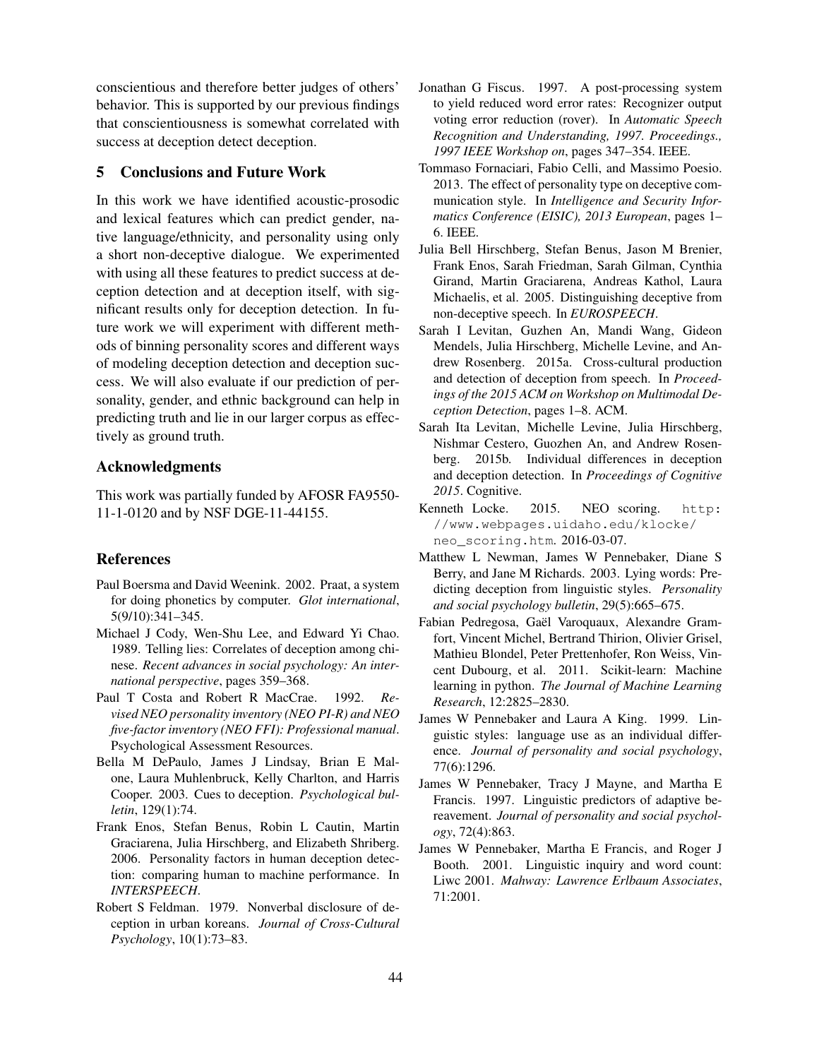conscientious and therefore better judges of others' behavior. This is supported by our previous findings that conscientiousness is somewhat correlated with success at deception detect deception.

## 5 Conclusions and Future Work

In this work we have identified acoustic-prosodic and lexical features which can predict gender, native language/ethnicity, and personality using only a short non-deceptive dialogue. We experimented with using all these features to predict success at deception detection and at deception itself, with significant results only for deception detection. In future work we will experiment with different methods of binning personality scores and different ways of modeling deception detection and deception success. We will also evaluate if our prediction of personality, gender, and ethnic background can help in predicting truth and lie in our larger corpus as effectively as ground truth.

## Acknowledgments

This work was partially funded by AFOSR FA9550-11-1-0120 and by NSF DGE-11-44155.

## References

Paul Boersma and David Weenink. 2002. Praat, a system for doing phonetics by computer. *Glot international*, 5(9/10):341–345.

Michael J Cody, Wen-Shu Lee, and Edward Yi Chao. 1989. Telling lies: Correlates of deception among chinese. *Recent advances in social psychology: An international perspective*, pages 359–368.

Paul T Costa and Robert R MacCrae. 1992. *Revised NEO personality inventory (NEO PI-R) and NEO five-factor inventory (NEO FFI): Professional manual*. Psychological Assessment Resources.

Bella M DePaulo, James J Lindsay, Brian E Malone, Laura Muhlenbruck, Kelly Charlton, and Harris Cooper. 2003. Cues to deception. *Psychological bulletin*, 129(1):74.

Frank Enos, Stefan Benus, Robin L Cautin, Martin Graciarena, Julia Hirschberg, and Elizabeth Shriberg. 2006. Personality factors in human deception detection: comparing human to machine performance. In *INTERSPEECH*.

Robert S Feldman. 1979. Nonverbal disclosure of deception in urban koreans. *Journal of Cross-Cultural Psychology*, 10(1):73–83.

Jonathan G Fiscus. 1997. A post-processing system to yield reduced word error rates: Recognizer output voting error reduction (rover). In *Automatic Speech Recognition and Understanding, 1997. Proceedings., 1997 IEEE Workshop on*, pages 347–354. IEEE.

Tommaso Fornaciari, Fabio Celli, and Massimo Poesio. 2013. The effect of personality type on deceptive communication style. In *Intelligence and Security Informatics Conference (EISIC), 2013 European*, pages 1–6. IEEE.

Julia Bell Hirschberg, Stefan Benus, Jason M Brenier, Frank Enos, Sarah Friedman, Sarah Gilman, Cynthia Girand, Martin Graciarena, Andreas Kathol, Laura Michaelis, et al. 2005. Distinguishing deceptive from non-deceptive speech. In *EUROSPEECH*.

Sarah I Levitan, Guzhen An, Mandi Wang, Gideon Mendels, Julia Hirschberg, Michelle Levine, and Andrew Rosenberg. 2015a. Cross-cultural production and detection of deception from speech. In *Proceedings of the 2015 ACM on Workshop on Multimodal Deception Detection*, pages 1–8. ACM.

Sarah Ita Levitan, Michelle Levine, Julia Hirschberg, Nishmar Cestero, Guozhen An, and Andrew Rosenberg. 2015b. Individual differences in deception and deception detection. In *Proceedings of Cognitive 2015*. Cognitive.

Kenneth Locke. 2015. NEO scoring. `http://www.webpages.uidaho.edu/klocke/neo_scoring.htm`. 2016-03-07.

Matthew L Newman, James W Pennebaker, Diane S Berry, and Jane M Richards. 2003. Lying words: Predicting deception from linguistic styles. *Personality and social psychology bulletin*, 29(5):665–675.

Fabian Pedregosa, Gaël Varoquaux, Alexandre Gramfort, Vincent Michel, Bertrand Thirion, Olivier Grisel, Mathieu Blondel, Peter Prettenhofer, Ron Weiss, Vincent Dubourg, et al. 2011. Scikit-learn: Machine learning in python. *The Journal of Machine Learning Research*, 12:2825–2830.

James W Pennebaker and Laura A King. 1999. Linguistic styles: language use as an individual difference. *Journal of personality and social psychology*, 77(6):1296.

James W Pennebaker, Tracy J Mayne, and Martha E Francis. 1997. Linguistic predictors of adaptive bereavement. *Journal of personality and social psychology*, 72(4):863.

James W Pennebaker, Martha E Francis, and Roger J Booth. 2001. Linguistic inquiry and word count: Liwc 2001. *Mahway: Lawrence Erlbaum Associates*, 71:2001.